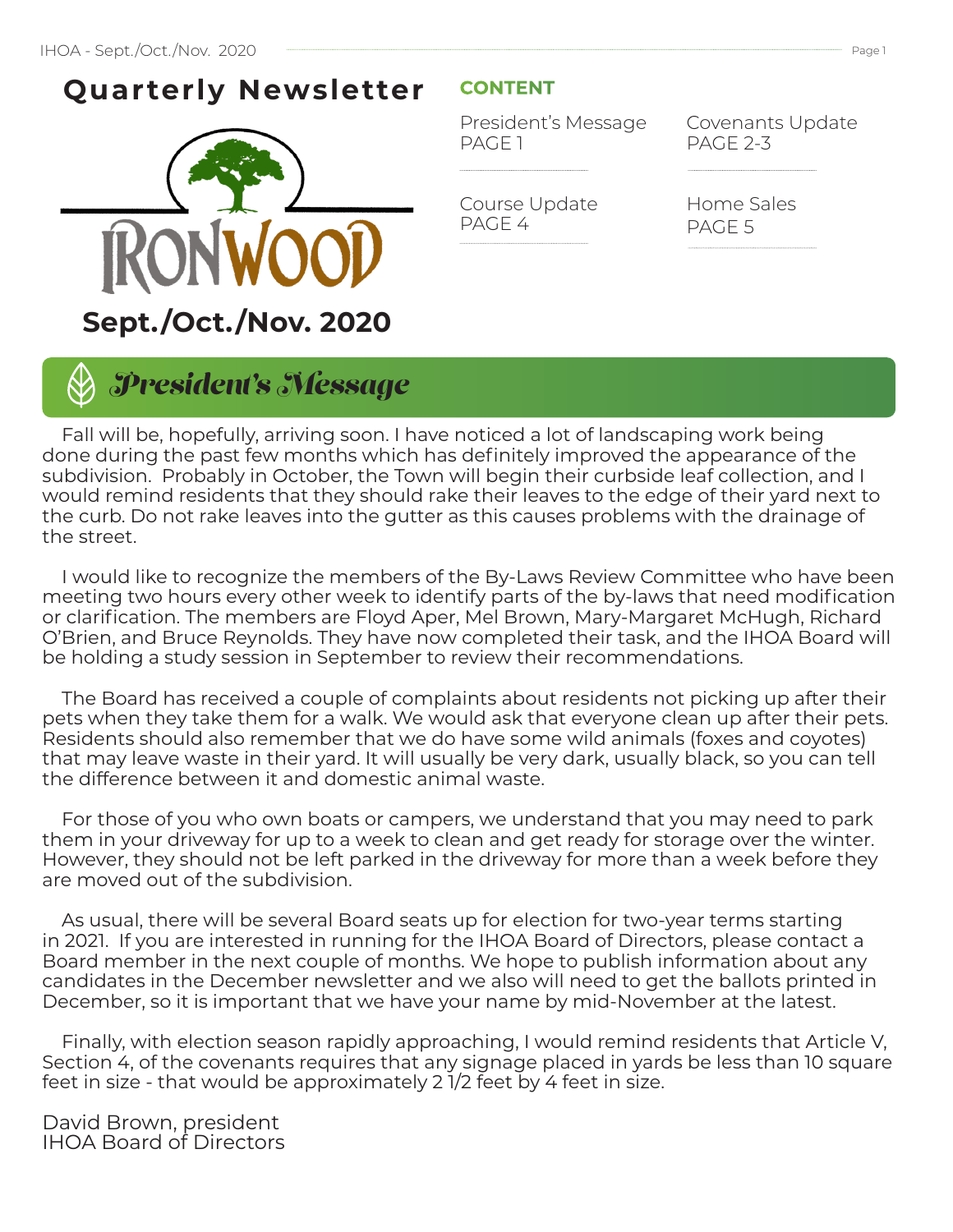# Quarterly Newsletter

IRONWOOD

**Sept./Oct./Nov. 2020**

## CONTENT

| | |
|---|---|
| President's Message PAGE 1 | Covenants Update PAGE 2-3 |
| Course Update PAGE 4 | Home Sales PAGE 5 |

## *President's Message*

Fall will be, hopefully, arriving soon. I have noticed a lot of landscaping work being done during the past few months which has definitely improved the appearance of the subdivision. Probably in October, the Town will begin their curbside leaf collection, and I would remind residents that they should rake their leaves to the edge of their yard next to the curb. Do not rake leaves into the gutter as this causes problems with the drainage of the street.

I would like to recognize the members of the By-Laws Review Committee who have been meeting two hours every other week to identify parts of the by-laws that need modification or clarification. The members are Floyd Aper, Mel Brown, Mary-Margaret McHugh, Richard O'Brien, and Bruce Reynolds. They have now completed their task, and the IHOA Board will be holding a study session in September to review their recommendations.

The Board has received a couple of complaints about residents not picking up after their pets when they take them for a walk. We would ask that everyone clean up after their pets. Residents should also remember that we do have some wild animals (foxes and coyotes) that may leave waste in their yard. It will usually be very dark, usually black, so you can tell the difference between it and domestic animal waste.

For those of you who own boats or campers, we understand that you may need to park them in your driveway for up to a week to clean and get ready for storage over the winter. However, they should not be left parked in the driveway for more than a week before they are moved out of the subdivision.

As usual, there will be several Board seats up for election for two-year terms starting in 2021. If you are interested in running for the IHOA Board of Directors, please contact a Board member in the next couple of months. We hope to publish information about any candidates in the December newsletter and we also will need to get the ballots printed in December, so it is important that we have your name by mid-November at the latest.

Finally, with election season rapidly approaching, I would remind residents that Article V, Section 4, of the covenants requires that any signage placed in yards be less than 10 square feet in size - that would be approximately 2 1/2 feet by 4 feet in size.

David Brown, president
IHOA Board of Directors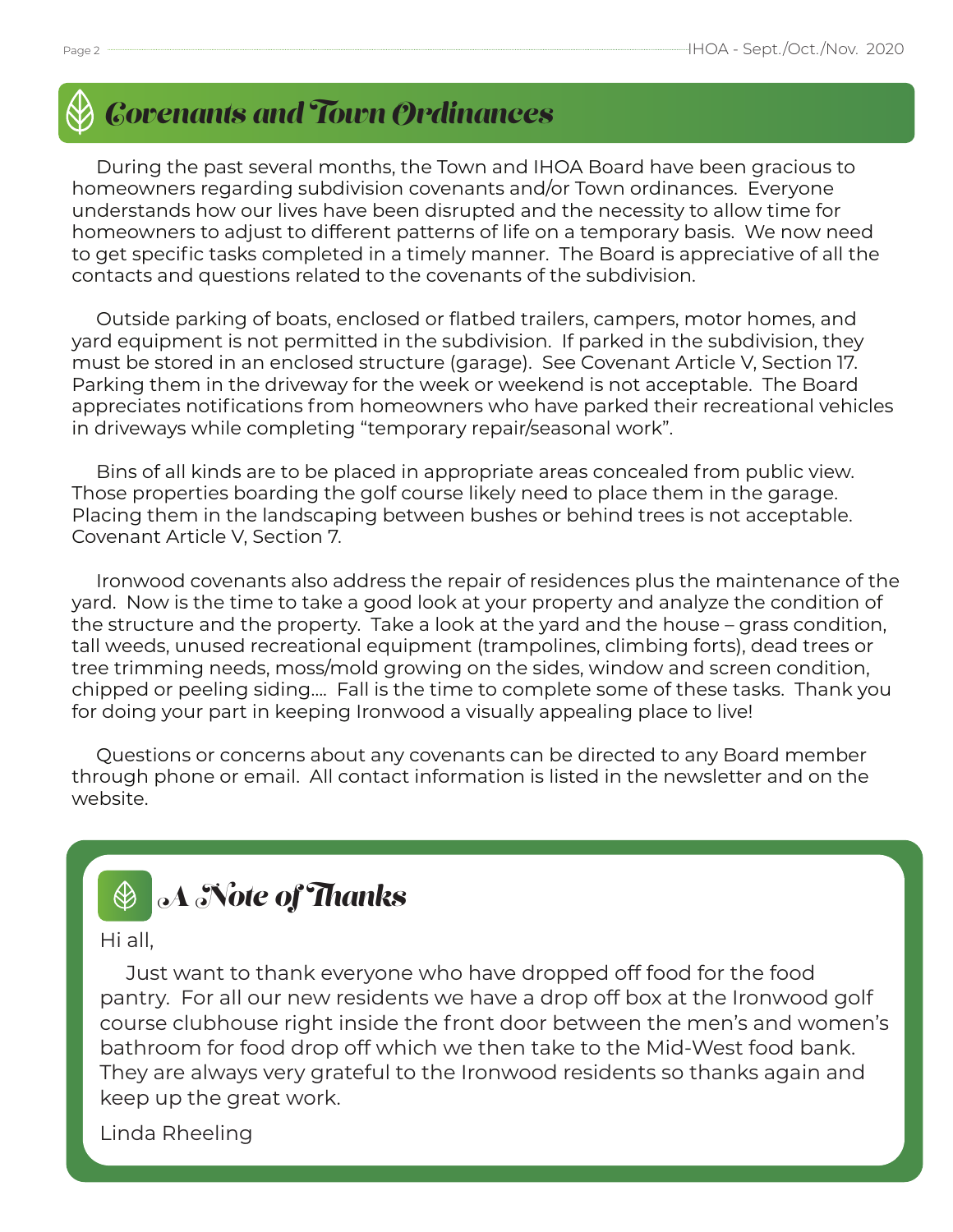## Covenants and Town Ordinances

During the past several months, the Town and IHOA Board have been gracious to homeowners regarding subdivision covenants and/or Town ordinances. Everyone understands how our lives have been disrupted and the necessity to allow time for homeowners to adjust to different patterns of life on a temporary basis. We now need to get specific tasks completed in a timely manner. The Board is appreciative of all the contacts and questions related to the covenants of the subdivision.

Outside parking of boats, enclosed or flatbed trailers, campers, motor homes, and yard equipment is not permitted in the subdivision. If parked in the subdivision, they must be stored in an enclosed structure (garage). See Covenant Article V, Section 17. Parking them in the driveway for the week or weekend is not acceptable. The Board appreciates notifications from homeowners who have parked their recreational vehicles in driveways while completing "temporary repair/seasonal work".

Bins of all kinds are to be placed in appropriate areas concealed from public view. Those properties boarding the golf course likely need to place them in the garage. Placing them in the landscaping between bushes or behind trees is not acceptable. Covenant Article V, Section 7.

Ironwood covenants also address the repair of residences plus the maintenance of the yard. Now is the time to take a good look at your property and analyze the condition of the structure and the property. Take a look at the yard and the house – grass condition, tall weeds, unused recreational equipment (trampolines, climbing forts), dead trees or tree trimming needs, moss/mold growing on the sides, window and screen condition, chipped or peeling siding.... Fall is the time to complete some of these tasks. Thank you for doing your part in keeping Ironwood a visually appealing place to live!

Questions or concerns about any covenants can be directed to any Board member through phone or email. All contact information is listed in the newsletter and on the website.

## A Note of Thanks

Hi all,

Just want to thank everyone who have dropped off food for the food pantry. For all our new residents we have a drop off box at the Ironwood golf course clubhouse right inside the front door between the men's and women's bathroom for food drop off which we then take to the Mid-West food bank. They are always very grateful to the Ironwood residents so thanks again and keep up the great work.

Linda Rheeling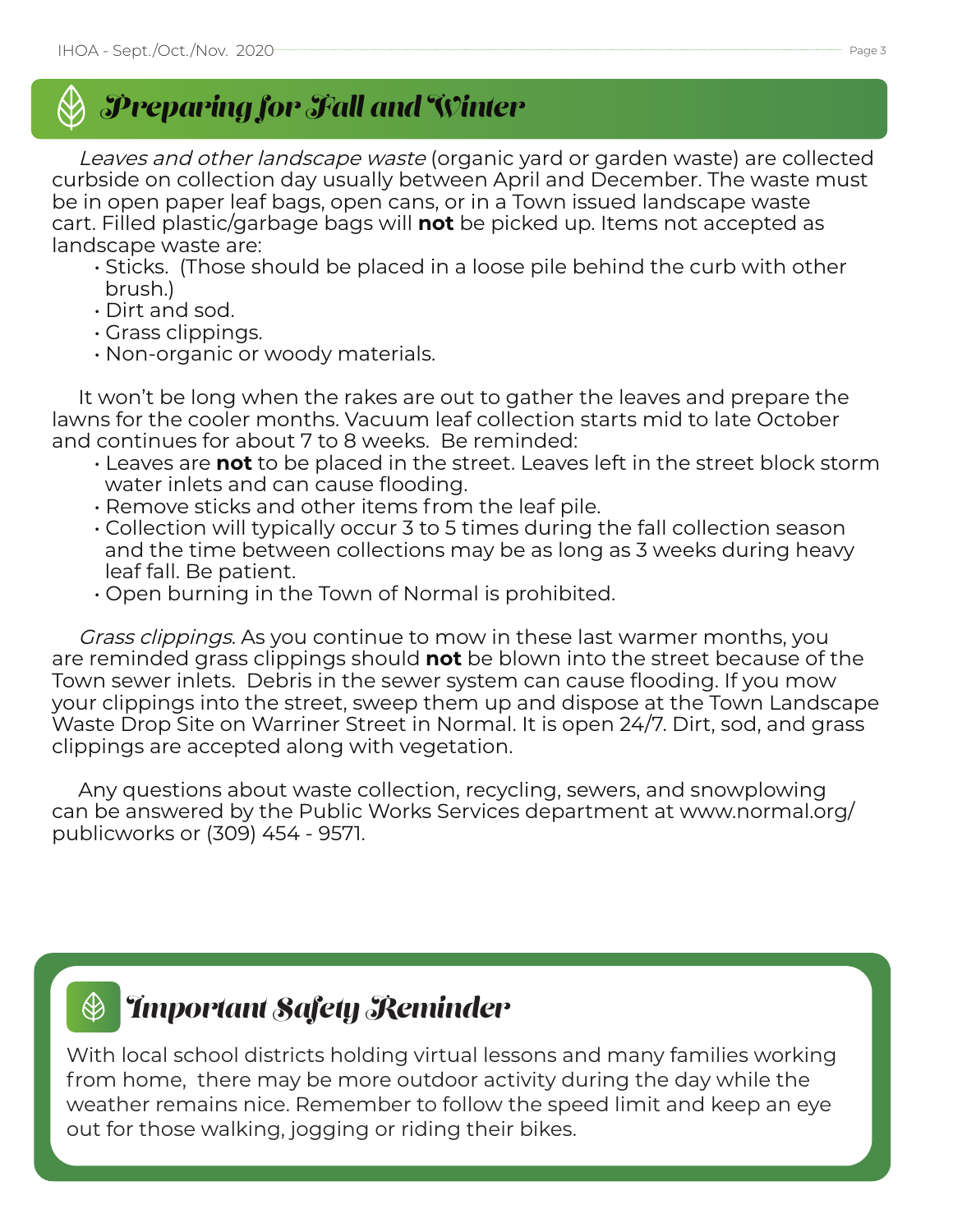## Preparing for Fall and Winter

*Leaves and other landscape waste* (organic yard or garden waste) are collected curbside on collection day usually between April and December. The waste must be in open paper leaf bags, open cans, or in a Town issued landscape waste cart. Filled plastic/garbage bags will **not** be picked up. Items not accepted as landscape waste are:

- Sticks. (Those should be placed in a loose pile behind the curb with other brush.)
- Dirt and sod.
- Grass clippings.
- Non-organic or woody materials.

It won't be long when the rakes are out to gather the leaves and prepare the lawns for the cooler months. Vacuum leaf collection starts mid to late October and continues for about 7 to 8 weeks. Be reminded:

- Leaves are **not** to be placed in the street. Leaves left in the street block storm water inlets and can cause flooding.
- Remove sticks and other items from the leaf pile.
- Collection will typically occur 3 to 5 times during the fall collection season and the time between collections may be as long as 3 weeks during heavy leaf fall. Be patient.
- Open burning in the Town of Normal is prohibited.

*Grass clippings.* As you continue to mow in these last warmer months, you are reminded grass clippings should **not** be blown into the street because of the Town sewer inlets. Debris in the sewer system can cause flooding. If you mow your clippings into the street, sweep them up and dispose at the Town Landscape Waste Drop Site on Warriner Street in Normal. It is open 24/7. Dirt, sod, and grass clippings are accepted along with vegetation.

Any questions about waste collection, recycling, sewers, and snowplowing can be answered by the Public Works Services department at www.normal.org/publicworks or (309) 454 - 9571.

## Important Safety Reminder

With local school districts holding virtual lessons and many families working from home, there may be more outdoor activity during the day while the weather remains nice. Remember to follow the speed limit and keep an eye out for those walking, jogging or riding their bikes.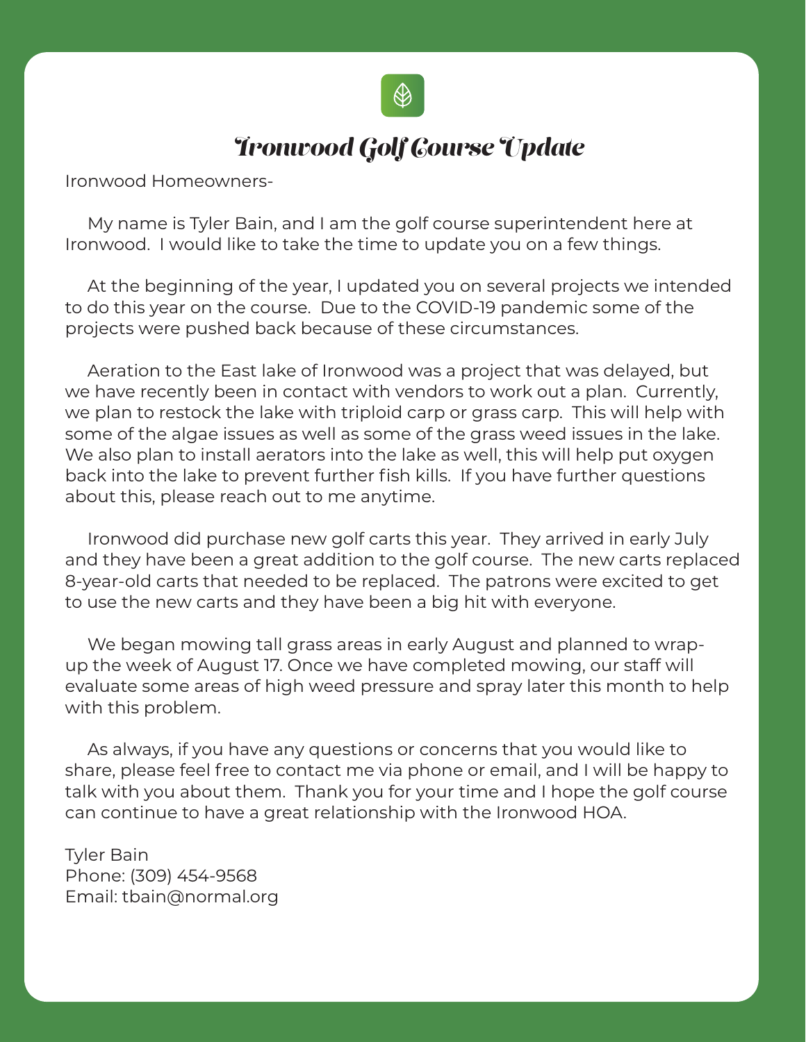# Ironwood Golf Course Update

Ironwood Homeowners-

My name is Tyler Bain, and I am the golf course superintendent here at Ironwood. I would like to take the time to update you on a few things.

At the beginning of the year, I updated you on several projects we intended to do this year on the course. Due to the COVID-19 pandemic some of the projects were pushed back because of these circumstances.

Aeration to the East lake of Ironwood was a project that was delayed, but we have recently been in contact with vendors to work out a plan. Currently, we plan to restock the lake with triploid carp or grass carp. This will help with some of the algae issues as well as some of the grass weed issues in the lake. We also plan to install aerators into the lake as well, this will help put oxygen back into the lake to prevent further fish kills. If you have further questions about this, please reach out to me anytime.

Ironwood did purchase new golf carts this year. They arrived in early July and they have been a great addition to the golf course. The new carts replaced 8-year-old carts that needed to be replaced. The patrons were excited to get to use the new carts and they have been a big hit with everyone.

We began mowing tall grass areas in early August and planned to wrap-up the week of August 17. Once we have completed mowing, our staff will evaluate some areas of high weed pressure and spray later this month to help with this problem.

As always, if you have any questions or concerns that you would like to share, please feel free to contact me via phone or email, and I will be happy to talk with you about them. Thank you for your time and I hope the golf course can continue to have a great relationship with the Ironwood HOA.

Tyler Bain
Phone: (309) 454-9568
Email: tbain@normal.org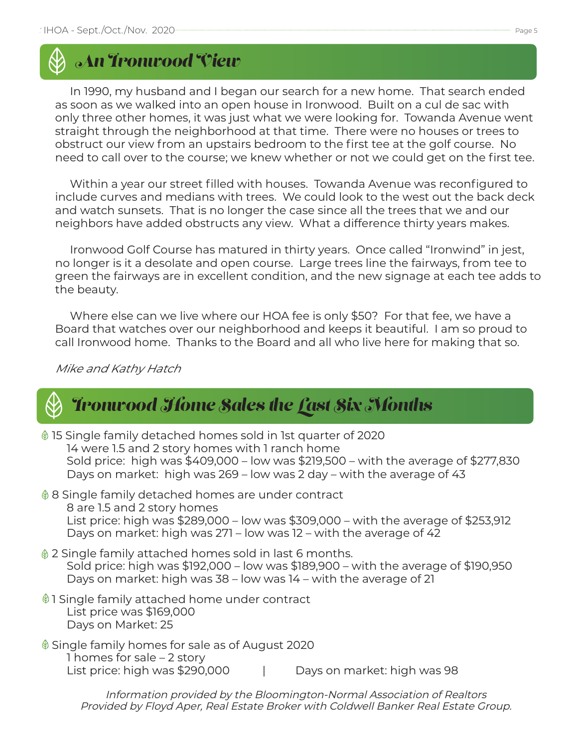## An Ironwood View

In 1990, my husband and I began our search for a new home. That search ended as soon as we walked into an open house in Ironwood. Built on a cul de sac with only three other homes, it was just what we were looking for. Towanda Avenue went straight through the neighborhood at that time. There were no houses or trees to obstruct our view from an upstairs bedroom to the first tee at the golf course. No need to call over to the course; we knew whether or not we could get on the first tee.

Within a year our street filled with houses. Towanda Avenue was reconfigured to include curves and medians with trees. We could look to the west out the back deck and watch sunsets. That is no longer the case since all the trees that we and our neighbors have added obstructs any view. What a difference thirty years makes.

Ironwood Golf Course has matured in thirty years. Once called "Ironwind" in jest, no longer is it a desolate and open course. Large trees line the fairways, from tee to green the fairways are in excellent condition, and the new signage at each tee adds to the beauty.

Where else can we live where our HOA fee is only $50? For that fee, we have a Board that watches over our neighborhood and keeps it beautiful. I am so proud to call Ironwood home. Thanks to the Board and all who live here for making that so.

*Mike and Kathy Hatch*

## Ironwood Home Sales the Last Six Months

- 15 Single family detached homes sold in 1st quarter of 2020
  14 were 1.5 and 2 story homes with 1 ranch home
  Sold price: high was $409,000 – low was $219,500 – with the average of $277,830
  Days on market: high was 269 – low was 2 day – with the average of 43
- 8 Single family detached homes are under contract
  8 are 1.5 and 2 story homes
  List price: high was $289,000 – low was $309,000 – with the average of $253,912
  Days on market: high was 271 – low was 12 – with the average of 42
- 2 Single family attached homes sold in last 6 months.
  Sold price: high was $192,000 – low was $189,900 – with the average of $190,950
  Days on market: high was 38 – low was 14 – with the average of 21
- 1 Single family attached home under contract
  List price was $169,000
  Days on Market: 25
- Single family homes for sale as of August 2020
  1 homes for sale – 2 story
  List price: high was $290,000 | Days on market: high was 98

*Information provided by the Bloomington-Normal Association of Realtors*
*Provided by Floyd Aper, Real Estate Broker with Coldwell Banker Real Estate Group.*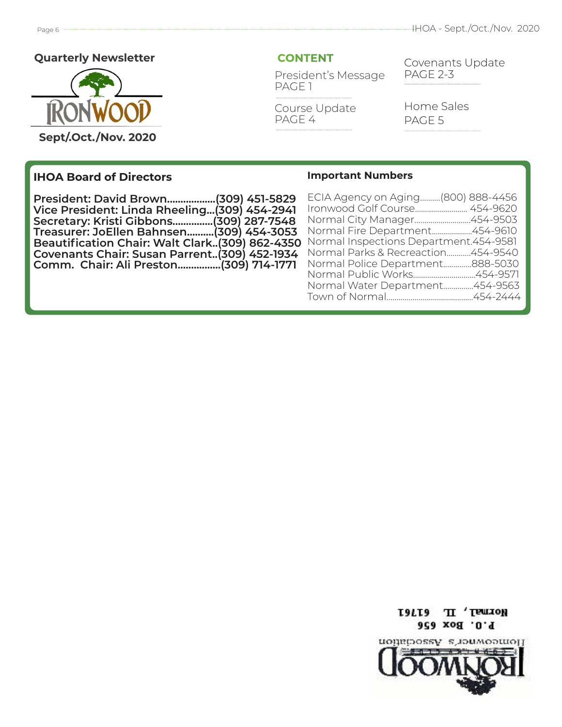**Quarterly Newsletter**

IRONWOOD

**Sept/.Oct./Nov. 2020**

## CONTENT

President's Message
PAGE 1

Course Update
PAGE 4

Covenants Update
PAGE 2-3

Home Sales
PAGE 5

### IHOA Board of Directors

**President: David Brown..................(309) 451-5829**
**Vice President: Linda Rheeling...(309) 454-2941**
**Secretary: Kristi Gibbons...............(309) 287-7548**
**Treasurer: JoEllen Bahnsen..........(309) 454-3053**
**Beautification Chair: Walt Clark..(309) 862-4350**
**Covenants Chair: Susan Parrent..(309) 452-1934**
**Comm. Chair: Ali Preston................(309) 714-1771**

### Important Numbers

ECIA Agency on Aging..........(800) 888-4456
Ironwood Golf Course.......................... 454-9620
Normal City Manager............................454-9503
Normal Fire Department....................454-9610
Normal Inspections Department.454-9581
Normal Parks & Recreaction............454-9540
Normal Police Department..............888-5030
Normal Public Works...............................454-9571
Normal Water Department...............454-9563
Town of Normal...........................................454-2444

Ironwood Homeowner's Association
P.O. Box 656
Normal, IL 61761